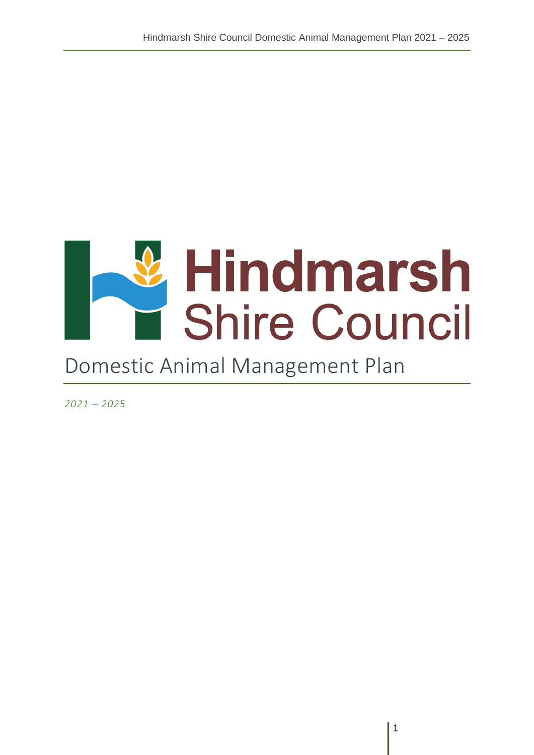# Hindmarsh Shire Council

# Domestic Animal Management Plan

*2021 – 2025*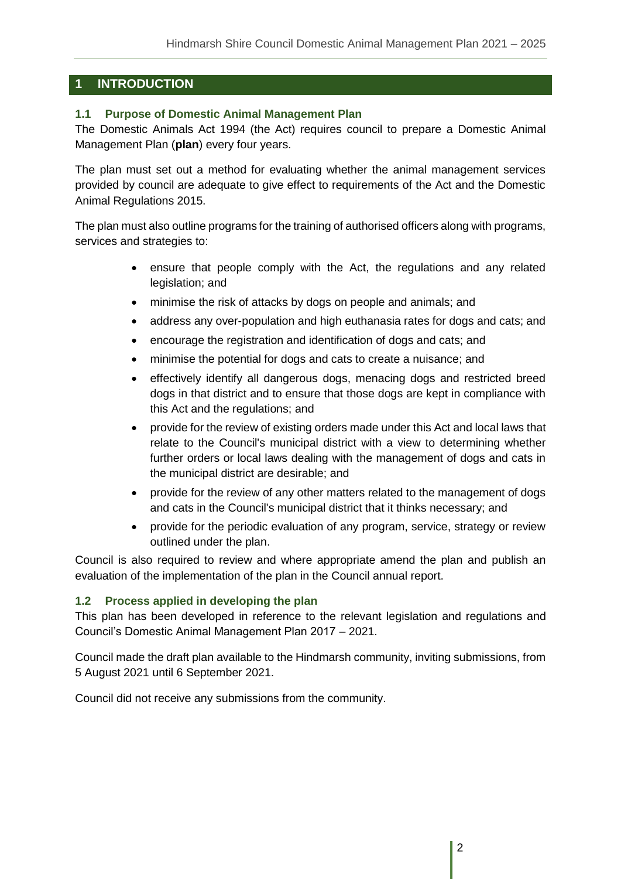# 1 INTRODUCTION

## 1.1 Purpose of Domestic Animal Management Plan

The Domestic Animals Act 1994 (the Act) requires council to prepare a Domestic Animal Management Plan (**plan**) every four years.

The plan must set out a method for evaluating whether the animal management services provided by council are adequate to give effect to requirements of the Act and the Domestic Animal Regulations 2015.

The plan must also outline programs for the training of authorised officers along with programs, services and strategies to:

- ensure that people comply with the Act, the regulations and any related legislation; and
- minimise the risk of attacks by dogs on people and animals; and
- address any over-population and high euthanasia rates for dogs and cats; and
- encourage the registration and identification of dogs and cats; and
- minimise the potential for dogs and cats to create a nuisance; and
- effectively identify all dangerous dogs, menacing dogs and restricted breed dogs in that district and to ensure that those dogs are kept in compliance with this Act and the regulations; and
- provide for the review of existing orders made under this Act and local laws that relate to the Council's municipal district with a view to determining whether further orders or local laws dealing with the management of dogs and cats in the municipal district are desirable; and
- provide for the review of any other matters related to the management of dogs and cats in the Council's municipal district that it thinks necessary; and
- provide for the periodic evaluation of any program, service, strategy or review outlined under the plan.

Council is also required to review and where appropriate amend the plan and publish an evaluation of the implementation of the plan in the Council annual report.

## 1.2 Process applied in developing the plan

This plan has been developed in reference to the relevant legislation and regulations and Council's Domestic Animal Management Plan 2017 – 2021.

Council made the draft plan available to the Hindmarsh community, inviting submissions, from 5 August 2021 until 6 September 2021.

Council did not receive any submissions from the community.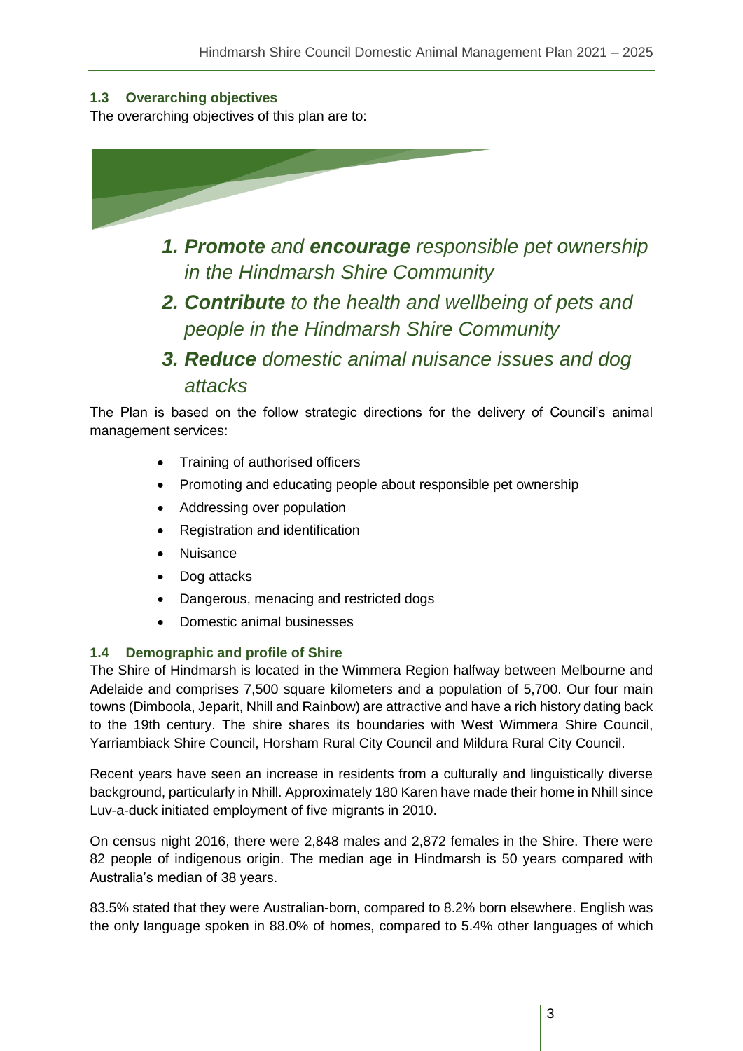### 1.3 Overarching objectives

The overarching objectives of this plan are to:

1. ***Promote** and **encourage** responsible pet ownership in the Hindmarsh Shire Community*
2. ***Contribute** to the health and wellbeing of pets and people in the Hindmarsh Shire Community*
3. ***Reduce** domestic animal nuisance issues and dog attacks*

The Plan is based on the follow strategic directions for the delivery of Council's animal management services:

- Training of authorised officers
- Promoting and educating people about responsible pet ownership
- Addressing over population
- Registration and identification
- Nuisance
- Dog attacks
- Dangerous, menacing and restricted dogs
- Domestic animal businesses

### 1.4 Demographic and profile of Shire

The Shire of Hindmarsh is located in the Wimmera Region halfway between Melbourne and Adelaide and comprises 7,500 square kilometers and a population of 5,700. Our four main towns (Dimboola, Jeparit, Nhill and Rainbow) are attractive and have a rich history dating back to the 19th century. The shire shares its boundaries with West Wimmera Shire Council, Yarriambiack Shire Council, Horsham Rural City Council and Mildura Rural City Council.

Recent years have seen an increase in residents from a culturally and linguistically diverse background, particularly in Nhill. Approximately 180 Karen have made their home in Nhill since Luv-a-duck initiated employment of five migrants in 2010.

On census night 2016, there were 2,848 males and 2,872 females in the Shire. There were 82 people of indigenous origin. The median age in Hindmarsh is 50 years compared with Australia's median of 38 years.

83.5% stated that they were Australian-born, compared to 8.2% born elsewhere. English was the only language spoken in 88.0% of homes, compared to 5.4% other languages of which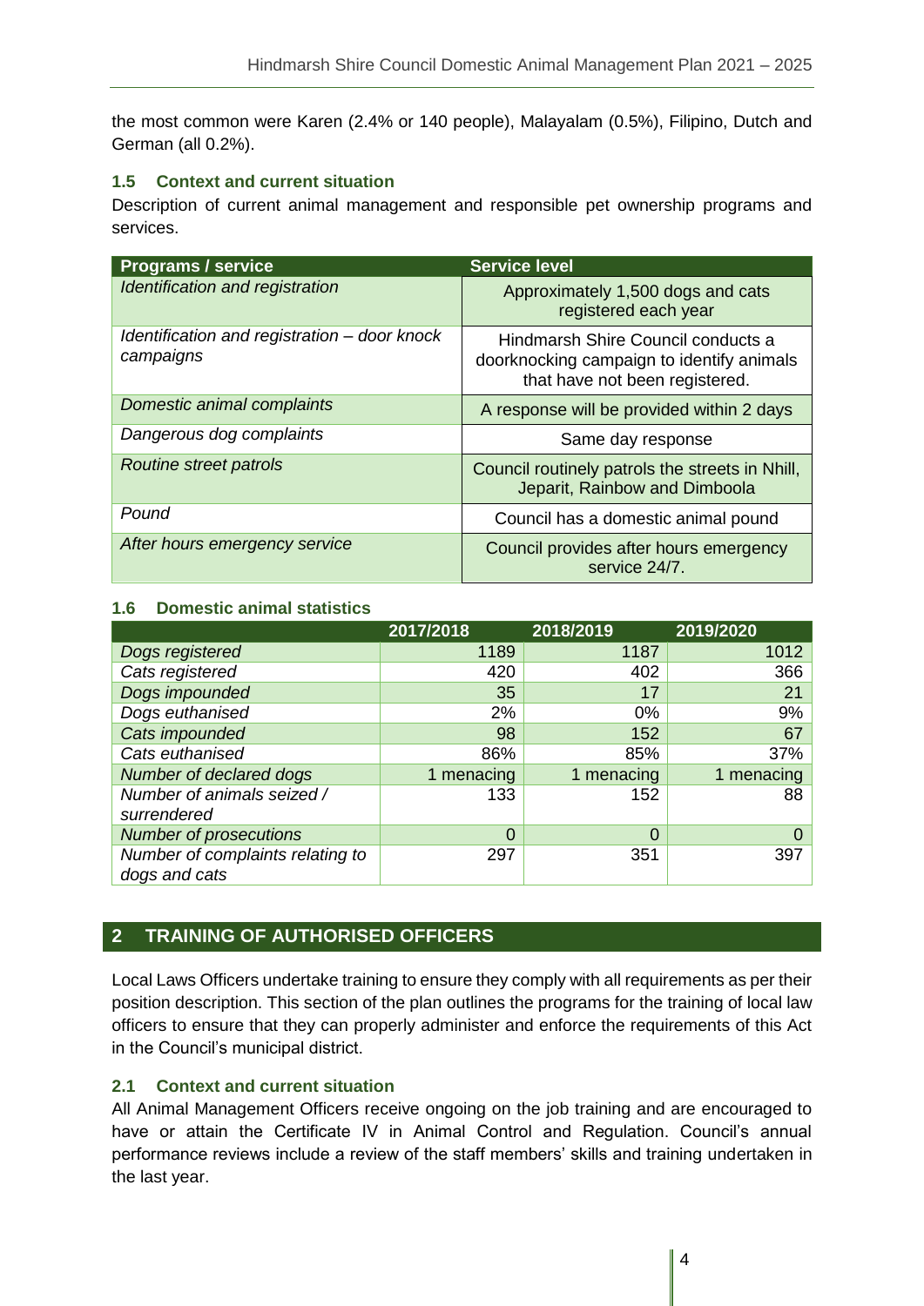the most common were Karen (2.4% or 140 people), Malayalam (0.5%), Filipino, Dutch and German (all 0.2%).

### 1.5 Context and current situation

Description of current animal management and responsible pet ownership programs and services.

| Programs / service | Service level |
|---|---|
| *Identification and registration* | Approximately 1,500 dogs and cats registered each year |
| *Identification and registration – door knock campaigns* | Hindmarsh Shire Council conducts a doorknocking campaign to identify animals that have not been registered. |
| *Domestic animal complaints* | A response will be provided within 2 days |
| *Dangerous dog complaints* | Same day response |
| *Routine street patrols* | Council routinely patrols the streets in Nhill, Jeparit, Rainbow and Dimboola |
| *Pound* | Council has a domestic animal pound |
| *After hours emergency service* | Council provides after hours emergency service 24/7. |

### 1.6 Domestic animal statistics

| | 2017/2018 | 2018/2019 | 2019/2020 |
|---|---|---|---|
| *Dogs registered* | 1189 | 1187 | 1012 |
| *Cats registered* | 420 | 402 | 366 |
| *Dogs impounded* | 35 | 17 | 21 |
| *Dogs euthanised* | 2% | 0% | 9% |
| *Cats impounded* | 98 | 152 | 67 |
| *Cats euthanised* | 86% | 85% | 37% |
| *Number of declared dogs* | 1 menacing | 1 menacing | 1 menacing |
| *Number of animals seized / surrendered* | 133 | 152 | 88 |
| *Number of prosecutions* | 0 | 0 | 0 |
| *Number of complaints relating to dogs and cats* | 297 | 351 | 397 |

## 2 TRAINING OF AUTHORISED OFFICERS

Local Laws Officers undertake training to ensure they comply with all requirements as per their position description. This section of the plan outlines the programs for the training of local law officers to ensure that they can properly administer and enforce the requirements of this Act in the Council's municipal district.

### 2.1 Context and current situation

All Animal Management Officers receive ongoing on the job training and are encouraged to have or attain the Certificate IV in Animal Control and Regulation. Council's annual performance reviews include a review of the staff members' skills and training undertaken in the last year.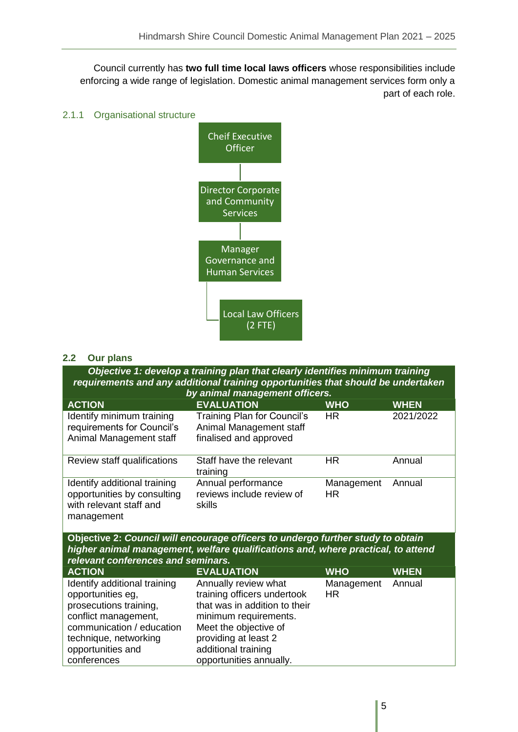Council currently has **two full time local laws officers** whose responsibilities include enforcing a wide range of legislation. Domestic animal management services form only a part of each role.

### 2.1.1 Organisational structure

Cheif Executive Officer

Director Corporate and Community Services

Manager Governance and Human Services

Local Law Officers (2 FTE)

## 2.2 Our plans

| ***Objective 1: develop a training plan that clearly identifies minimum training requirements and any additional training opportunities that should be undertaken by animal management officers.*** | | | |
|---|---|---|---|
| **ACTION** | **EVALUATION** | **WHO** | **WHEN** |
| Identify minimum training requirements for Council's Animal Management staff | Training Plan for Council's Animal Management staff finalised and approved | HR | 2021/2022 |
| Review staff qualifications | Staff have the relevant training | HR | Annual |
| Identify additional training opportunities by consulting with relevant staff and management | Annual performance reviews include review of skills | Management HR | Annual |

| **Objective 2:** ***Council will encourage officers to undergo further study to obtain higher animal management, welfare qualifications and, where practical, to attend relevant conferences and seminars.*** | | | |
|---|---|---|---|
| **ACTION** | **EVALUATION** | **WHO** | **WHEN** |
| Identify additional training opportunities eg, prosecutions training, conflict management, communication / education technique, networking opportunities and conferences | Annually review what training officers undertook that was in addition to their minimum requirements. Meet the objective of providing at least 2 additional training opportunities annually. | Management HR | Annual |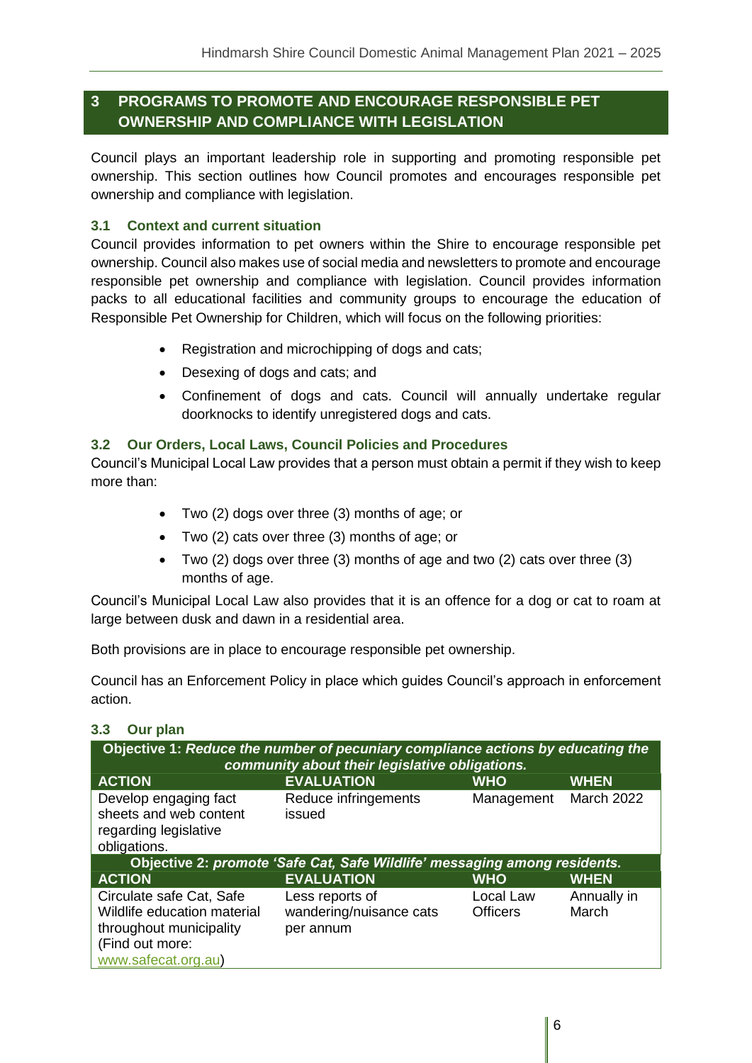## 3 PROGRAMS TO PROMOTE AND ENCOURAGE RESPONSIBLE PET OWNERSHIP AND COMPLIANCE WITH LEGISLATION

Council plays an important leadership role in supporting and promoting responsible pet ownership. This section outlines how Council promotes and encourages responsible pet ownership and compliance with legislation.

### 3.1 Context and current situation

Council provides information to pet owners within the Shire to encourage responsible pet ownership. Council also makes use of social media and newsletters to promote and encourage responsible pet ownership and compliance with legislation. Council provides information packs to all educational facilities and community groups to encourage the education of Responsible Pet Ownership for Children, which will focus on the following priorities:

- Registration and microchipping of dogs and cats;
- Desexing of dogs and cats; and
- Confinement of dogs and cats. Council will annually undertake regular doorknocks to identify unregistered dogs and cats.

### 3.2 Our Orders, Local Laws, Council Policies and Procedures

Council's Municipal Local Law provides that a person must obtain a permit if they wish to keep more than:

- Two (2) dogs over three (3) months of age; or
- Two (2) cats over three (3) months of age; or
- Two (2) dogs over three (3) months of age and two (2) cats over three (3) months of age.

Council's Municipal Local Law also provides that it is an offence for a dog or cat to roam at large between dusk and dawn in a residential area.

Both provisions are in place to encourage responsible pet ownership.

Council has an Enforcement Policy in place which guides Council's approach in enforcement action.

### 3.3 Our plan

| **Objective 1:** *Reduce the number of pecuniary compliance actions by educating the community about their legislative obligations.* | | | |
|---|---|---|---|
| **ACTION** | **EVALUATION** | **WHO** | **WHEN** |
| Develop engaging fact sheets and web content regarding legislative obligations. | Reduce infringements issued | Management | March 2022 |
| **Objective 2:** *promote 'Safe Cat, Safe Wildlife' messaging among residents.* | | | |
| **ACTION** | **EVALUATION** | **WHO** | **WHEN** |
| Circulate safe Cat, Safe Wildlife education material throughout municipality (Find out more: www.safecat.org.au) | Less reports of wandering/nuisance cats per annum | Local Law Officers | Annually in March |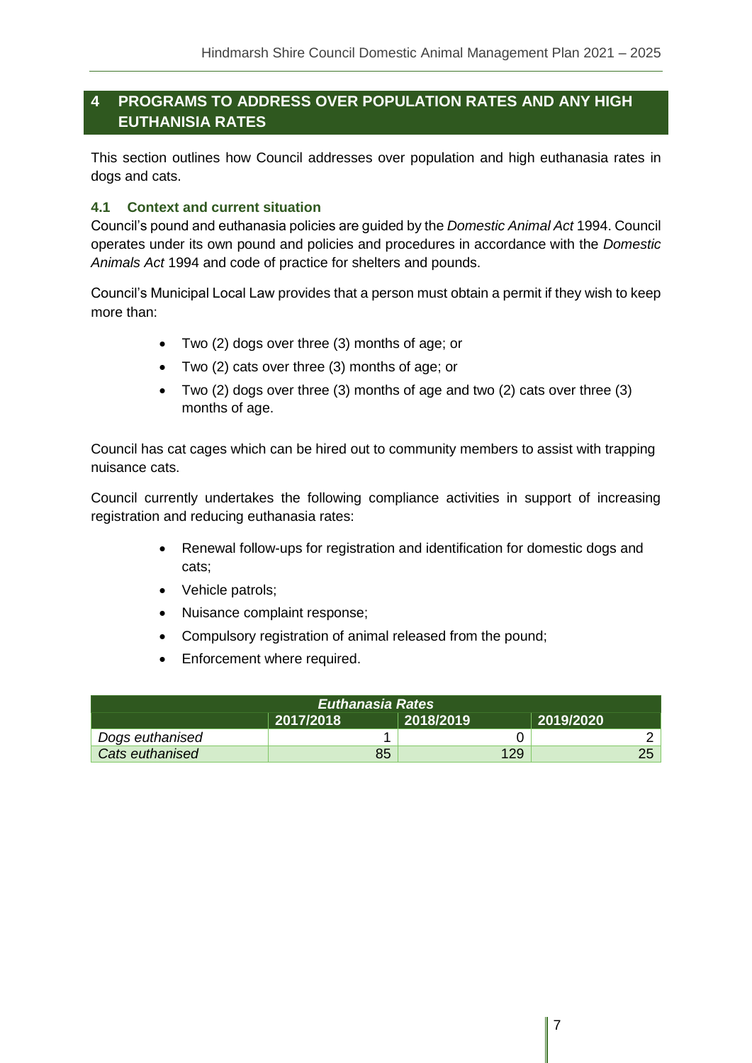## 4 PROGRAMS TO ADDRESS OVER POPULATION RATES AND ANY HIGH EUTHANISIA RATES

This section outlines how Council addresses over population and high euthanasia rates in dogs and cats.

### 4.1 Context and current situation

Council's pound and euthanasia policies are guided by the *Domestic Animal Act* 1994. Council operates under its own pound and policies and procedures in accordance with the *Domestic Animals Act* 1994 and code of practice for shelters and pounds.

Council's Municipal Local Law provides that a person must obtain a permit if they wish to keep more than:

- Two (2) dogs over three (3) months of age; or
- Two (2) cats over three (3) months of age; or
- Two (2) dogs over three (3) months of age and two (2) cats over three (3) months of age.

Council has cat cages which can be hired out to community members to assist with trapping nuisance cats.

Council currently undertakes the following compliance activities in support of increasing registration and reducing euthanasia rates:

- Renewal follow-ups for registration and identification for domestic dogs and cats;
- Vehicle patrols;
- Nuisance complaint response;
- Compulsory registration of animal released from the pound;
- Enforcement where required.

| *Euthanasia Rates* | | | |
|---|---|---|---|
| | 2017/2018 | 2018/2019 | 2019/2020 |
| *Dogs euthanised* | 1 | 0 | 2 |
| *Cats euthanised* | 85 | 129 | 25 |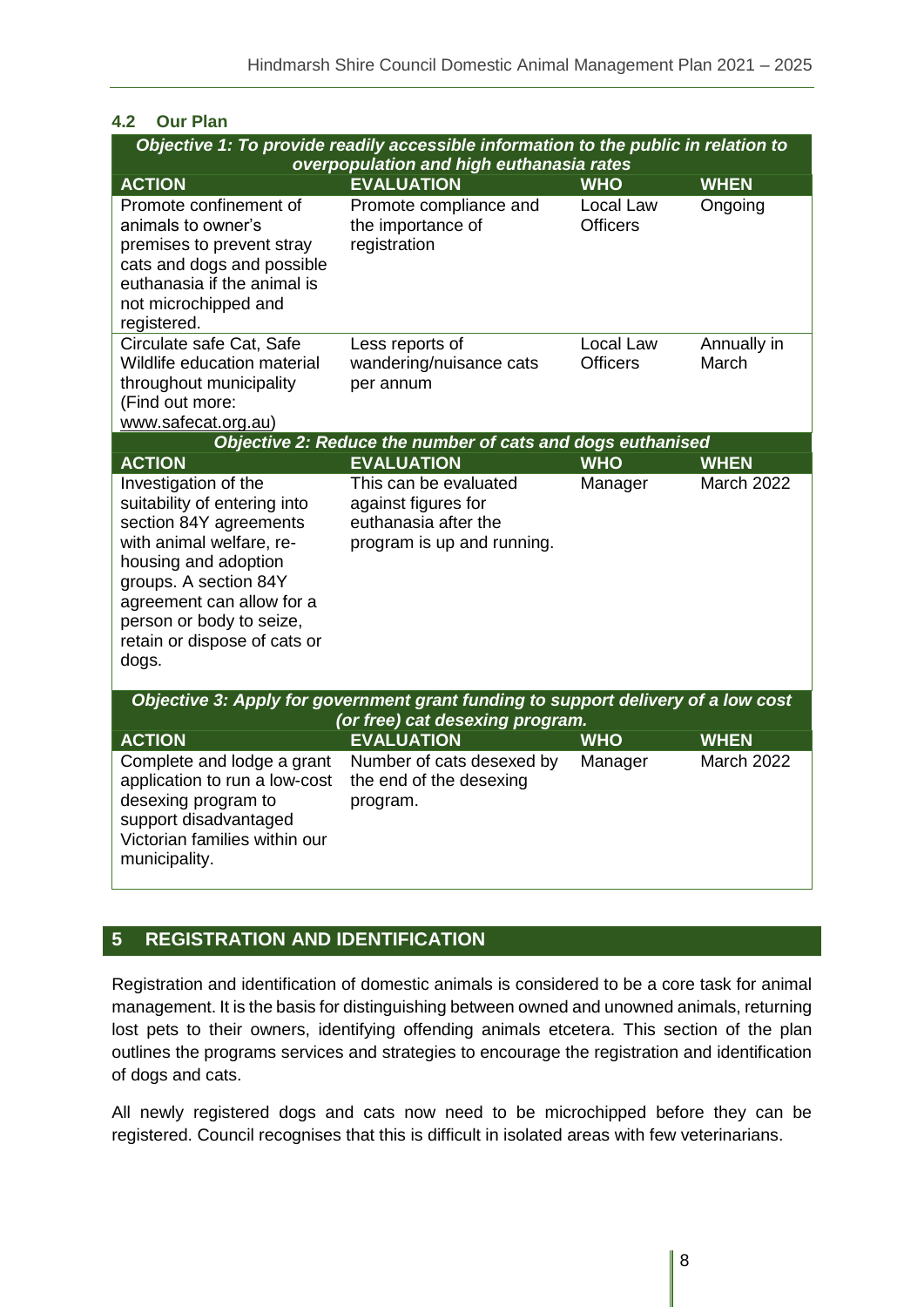## 4.2 Our Plan

| Objective 1: To provide readily accessible information to the public in relation to overpopulation and high euthanasia rates | | | |
|---|---|---|---|
| **ACTION** | **EVALUATION** | **WHO** | **WHEN** |
| Promote confinement of animals to owner's premises to prevent stray cats and dogs and possible euthanasia if the animal is not microchipped and registered. | Promote compliance and the importance of registration | Local Law Officers | Ongoing |
| Circulate safe Cat, Safe Wildlife education material throughout municipality (Find out more: www.safecat.org.au) | Less reports of wandering/nuisance cats per annum | Local Law Officers | Annually in March |

| Objective 2: Reduce the number of cats and dogs euthanised | | | |
|---|---|---|---|
| **ACTION** | **EVALUATION** | **WHO** | **WHEN** |
| Investigation of the suitability of entering into section 84Y agreements with animal welfare, re-housing and adoption groups. A section 84Y agreement can allow for a person or body to seize, retain or dispose of cats or dogs. | This can be evaluated against figures for euthanasia after the program is up and running. | Manager | March 2022 |

| Objective 3: Apply for government grant funding to support delivery of a low cost (or free) cat desexing program. | | | |
|---|---|---|---|
| **ACTION** | **EVALUATION** | **WHO** | **WHEN** |
| Complete and lodge a grant application to run a low-cost desexing program to support disadvantaged Victorian families within our municipality. | Number of cats desexed by the end of the desexing program. | Manager | March 2022 |

# 5 REGISTRATION AND IDENTIFICATION

Registration and identification of domestic animals is considered to be a core task for animal management. It is the basis for distinguishing between owned and unowned animals, returning lost pets to their owners, identifying offending animals etcetera. This section of the plan outlines the programs services and strategies to encourage the registration and identification of dogs and cats.

All newly registered dogs and cats now need to be microchipped before they can be registered. Council recognises that this is difficult in isolated areas with few veterinarians.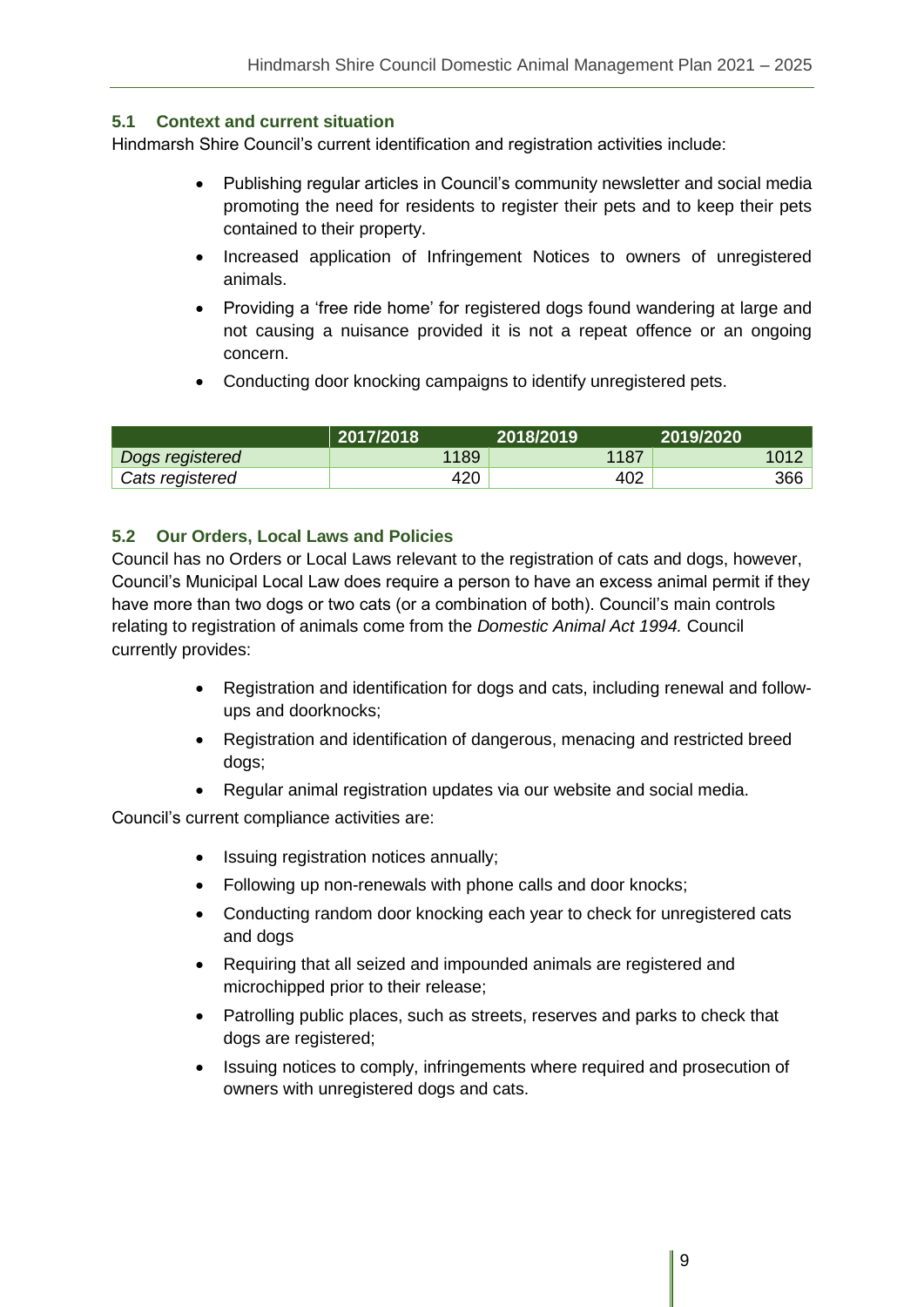## 5.1 Context and current situation

Hindmarsh Shire Council's current identification and registration activities include:

- Publishing regular articles in Council's community newsletter and social media promoting the need for residents to register their pets and to keep their pets contained to their property.
- Increased application of Infringement Notices to owners of unregistered animals.
- Providing a 'free ride home' for registered dogs found wandering at large and not causing a nuisance provided it is not a repeat offence or an ongoing concern.
- Conducting door knocking campaigns to identify unregistered pets.

| | 2017/2018 | 2018/2019 | 2019/2020 |
|---|---|---|---|
| *Dogs registered* | 1189 | 1187 | 1012 |
| *Cats registered* | 420 | 402 | 366 |

## 5.2 Our Orders, Local Laws and Policies

Council has no Orders or Local Laws relevant to the registration of cats and dogs, however, Council's Municipal Local Law does require a person to have an excess animal permit if they have more than two dogs or two cats (or a combination of both). Council's main controls relating to registration of animals come from the *Domestic Animal Act 1994.* Council currently provides:

- Registration and identification for dogs and cats, including renewal and follow-ups and doorknocks;
- Registration and identification of dangerous, menacing and restricted breed dogs;
- Regular animal registration updates via our website and social media.

Council's current compliance activities are:

- Issuing registration notices annually;
- Following up non-renewals with phone calls and door knocks;
- Conducting random door knocking each year to check for unregistered cats and dogs
- Requiring that all seized and impounded animals are registered and microchipped prior to their release;
- Patrolling public places, such as streets, reserves and parks to check that dogs are registered;
- Issuing notices to comply, infringements where required and prosecution of owners with unregistered dogs and cats.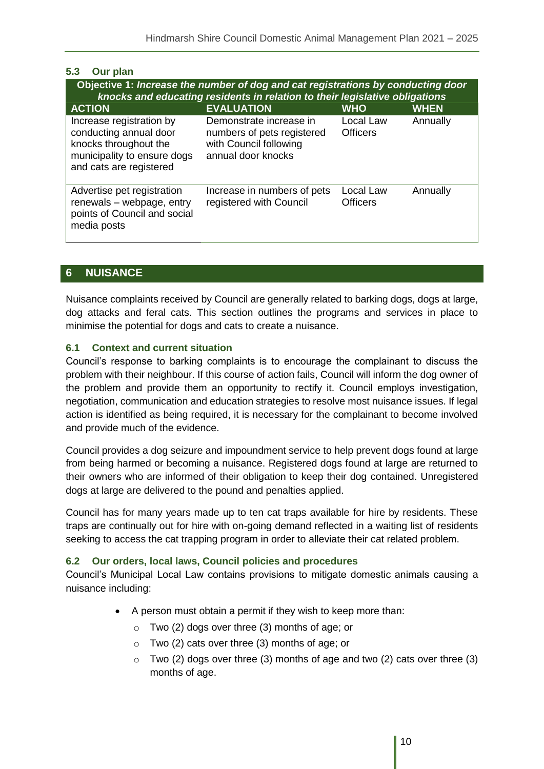### 5.3 Our plan

| Objective 1: *Increase the number of dog and cat registrations by conducting door knocks and educating residents in relation to their legislative obligations* | | | |
|---|---|---|---|
| **ACTION** | **EVALUATION** | **WHO** | **WHEN** |
| Increase registration by conducting annual door knocks throughout the municipality to ensure dogs and cats are registered | Demonstrate increase in numbers of pets registered with Council following annual door knocks | Local Law Officers | Annually |
| Advertise pet registration renewals – webpage, entry points of Council and social media posts | Increase in numbers of pets registered with Council | Local Law Officers | Annually |

## 6 NUISANCE

Nuisance complaints received by Council are generally related to barking dogs, dogs at large, dog attacks and feral cats. This section outlines the programs and services in place to minimise the potential for dogs and cats to create a nuisance.

### 6.1 Context and current situation

Council's response to barking complaints is to encourage the complainant to discuss the problem with their neighbour. If this course of action fails, Council will inform the dog owner of the problem and provide them an opportunity to rectify it. Council employs investigation, negotiation, communication and education strategies to resolve most nuisance issues. If legal action is identified as being required, it is necessary for the complainant to become involved and provide much of the evidence.

Council provides a dog seizure and impoundment service to help prevent dogs found at large from being harmed or becoming a nuisance. Registered dogs found at large are returned to their owners who are informed of their obligation to keep their dog contained. Unregistered dogs at large are delivered to the pound and penalties applied.

Council has for many years made up to ten cat traps available for hire by residents. These traps are continually out for hire with on-going demand reflected in a waiting list of residents seeking to access the cat trapping program in order to alleviate their cat related problem.

### 6.2 Our orders, local laws, Council policies and procedures

Council's Municipal Local Law contains provisions to mitigate domestic animals causing a nuisance including:

- A person must obtain a permit if they wish to keep more than:
  - Two (2) dogs over three (3) months of age; or
  - Two (2) cats over three (3) months of age; or
  - Two (2) dogs over three (3) months of age and two (2) cats over three (3) months of age.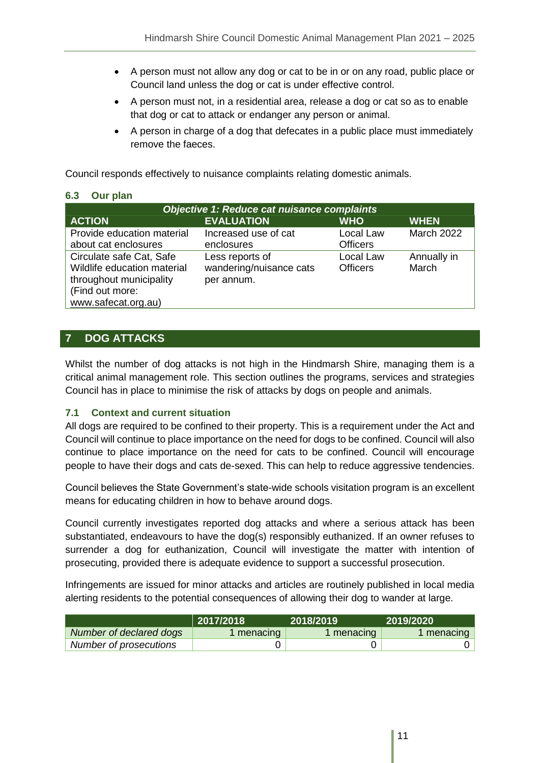- A person must not allow any dog or cat to be in or on any road, public place or Council land unless the dog or cat is under effective control.
- A person must not, in a residential area, release a dog or cat so as to enable that dog or cat to attack or endanger any person or animal.
- A person in charge of a dog that defecates in a public place must immediately remove the faeces.

Council responds effectively to nuisance complaints relating domestic animals.

### 6.3 Our plan

| *Objective 1: Reduce cat nuisance complaints* | | | |
|---|---|---|---|
| **ACTION** | **EVALUATION** | **WHO** | **WHEN** |
| Provide education material about cat enclosures | Increased use of cat enclosures | Local Law Officers | March 2022 |
| Circulate safe Cat, Safe Wildlife education material throughout municipality (Find out more: www.safecat.org.au) | Less reports of wandering/nuisance cats per annum. | Local Law Officers | Annually in March |

## 7 DOG ATTACKS

Whilst the number of dog attacks is not high in the Hindmarsh Shire, managing them is a critical animal management role. This section outlines the programs, services and strategies Council has in place to minimise the risk of attacks by dogs on people and animals.

### 7.1 Context and current situation

All dogs are required to be confined to their property. This is a requirement under the Act and Council will continue to place importance on the need for dogs to be confined. Council will also continue to place importance on the need for cats to be confined. Council will encourage people to have their dogs and cats de-sexed. This can help to reduce aggressive tendencies.

Council believes the State Government's state-wide schools visitation program is an excellent means for educating children in how to behave around dogs.

Council currently investigates reported dog attacks and where a serious attack has been substantiated, endeavours to have the dog(s) responsibly euthanized. If an owner refuses to surrender a dog for euthanization, Council will investigate the matter with intention of prosecuting, provided there is adequate evidence to support a successful prosecution.

Infringements are issued for minor attacks and articles are routinely published in local media alerting residents to the potential consequences of allowing their dog to wander at large.

| | 2017/2018 | 2018/2019 | 2019/2020 |
|---|---|---|---|
| *Number of declared dogs* | 1 menacing | 1 menacing | 1 menacing |
| *Number of prosecutions* | 0 | 0 | 0 |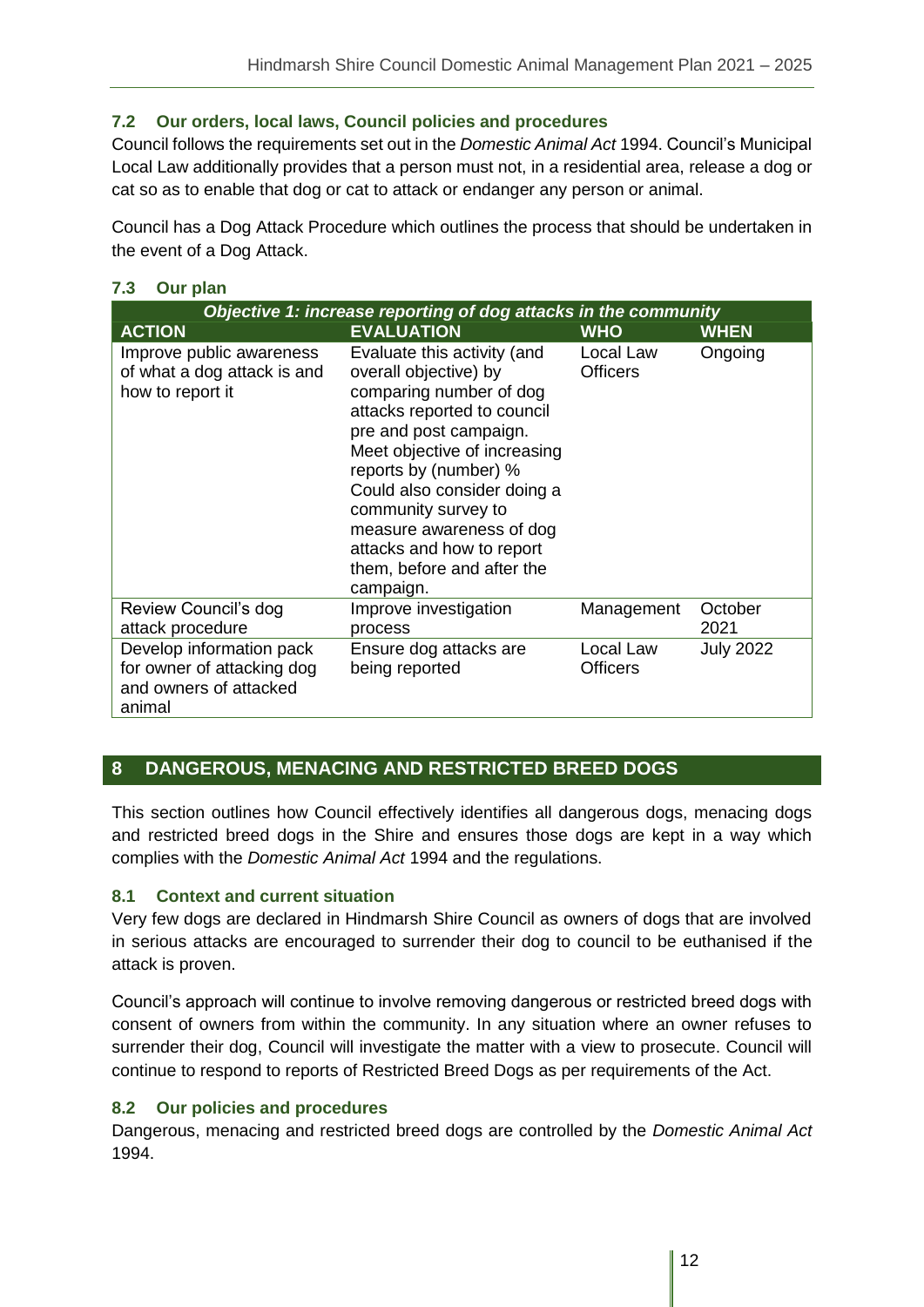### 7.2 Our orders, local laws, Council policies and procedures

Council follows the requirements set out in the *Domestic Animal Act* 1994. Council's Municipal Local Law additionally provides that a person must not, in a residential area, release a dog or cat so as to enable that dog or cat to attack or endanger any person or animal.

Council has a Dog Attack Procedure which outlines the process that should be undertaken in the event of a Dog Attack.

### 7.3 Our plan

| ***Objective 1: increase reporting of dog attacks in the community*** | | | |
|---|---|---|---|
| **ACTION** | **EVALUATION** | **WHO** | **WHEN** |
| Improve public awareness of what a dog attack is and how to report it | Evaluate this activity (and overall objective) by comparing number of dog attacks reported to council pre and post campaign. Meet objective of increasing reports by (number) % Could also consider doing a community survey to measure awareness of dog attacks and how to report them, before and after the campaign. | Local Law Officers | Ongoing |
| Review Council's dog attack procedure | Improve investigation process | Management | October 2021 |
| Develop information pack for owner of attacking dog and owners of attacked animal | Ensure dog attacks are being reported | Local Law Officers | July 2022 |

## 8 DANGEROUS, MENACING AND RESTRICTED BREED DOGS

This section outlines how Council effectively identifies all dangerous dogs, menacing dogs and restricted breed dogs in the Shire and ensures those dogs are kept in a way which complies with the *Domestic Animal Act* 1994 and the regulations.

### 8.1 Context and current situation

Very few dogs are declared in Hindmarsh Shire Council as owners of dogs that are involved in serious attacks are encouraged to surrender their dog to council to be euthanised if the attack is proven.

Council's approach will continue to involve removing dangerous or restricted breed dogs with consent of owners from within the community. In any situation where an owner refuses to surrender their dog, Council will investigate the matter with a view to prosecute. Council will continue to respond to reports of Restricted Breed Dogs as per requirements of the Act.

### 8.2 Our policies and procedures

Dangerous, menacing and restricted breed dogs are controlled by the *Domestic Animal Act* 1994.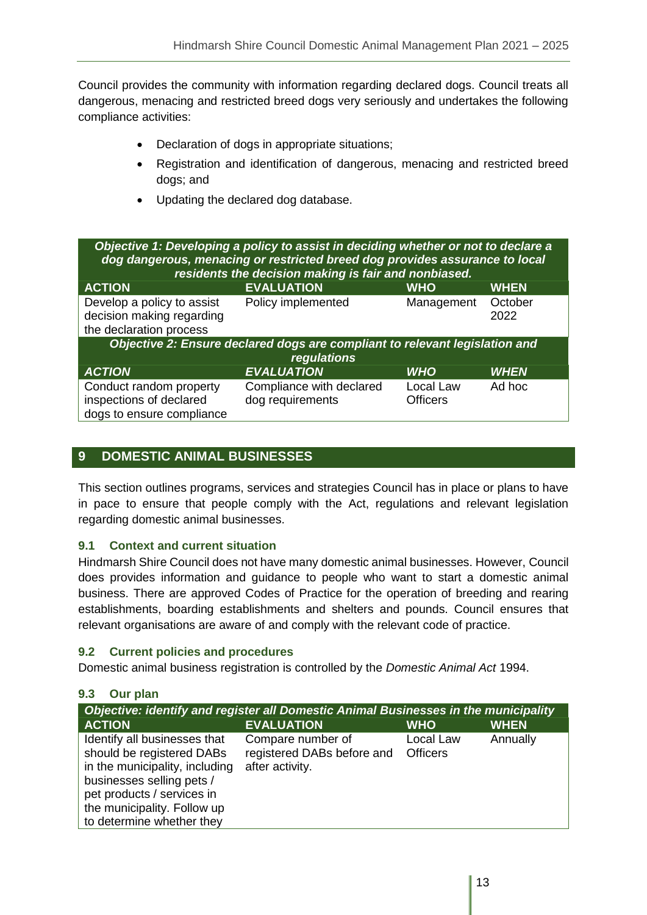Council provides the community with information regarding declared dogs. Council treats all dangerous, menacing and restricted breed dogs very seriously and undertakes the following compliance activities:

- Declaration of dogs in appropriate situations;
- Registration and identification of dangerous, menacing and restricted breed dogs; and
- Updating the declared dog database.

| ***Objective 1: Developing a policy to assist in deciding whether or not to declare a dog dangerous, menacing or restricted breed dog provides assurance to local residents the decision making is fair and nonbiased.*** | | | |
|---|---|---|---|
| **ACTION** | **EVALUATION** | **WHO** | **WHEN** |
| Develop a policy to assist decision making regarding the declaration process | Policy implemented | Management | October 2022 |
| ***Objective 2: Ensure declared dogs are compliant to relevant legislation and regulations*** | | | |
| ***ACTION*** | ***EVALUATION*** | ***WHO*** | ***WHEN*** |
| Conduct random property inspections of declared dogs to ensure compliance | Compliance with declared dog requirements | Local Law Officers | Ad hoc |

## 9 DOMESTIC ANIMAL BUSINESSES

This section outlines programs, services and strategies Council has in place or plans to have in pace to ensure that people comply with the Act, regulations and relevant legislation regarding domestic animal businesses.

### 9.1 Context and current situation

Hindmarsh Shire Council does not have many domestic animal businesses. However, Council does provides information and guidance to people who want to start a domestic animal business. There are approved Codes of Practice for the operation of breeding and rearing establishments, boarding establishments and shelters and pounds. Council ensures that relevant organisations are aware of and comply with the relevant code of practice.

### 9.2 Current policies and procedures

Domestic animal business registration is controlled by the *Domestic Animal Act* 1994.

### 9.3 Our plan

| ***Objective: identify and register all Domestic Animal Businesses in the municipality*** | | | |
|---|---|---|---|
| **ACTION** | **EVALUATION** | **WHO** | **WHEN** |
| Identify all businesses that should be registered DABs in the municipality, including businesses selling pets / pet products / services in the municipality. Follow up to determine whether they | Compare number of registered DABs before and after activity. | Local Law Officers | Annually |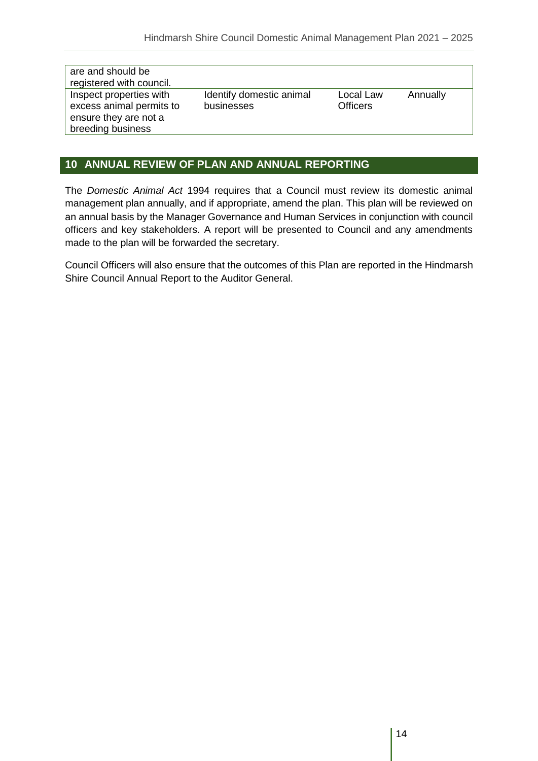| | | | |
|---|---|---|---|
| are and should be registered with council. | | | |
| Inspect properties with excess animal permits to ensure they are not a breeding business | Identify domestic animal businesses | Local Law Officers | Annually |

## 10 ANNUAL REVIEW OF PLAN AND ANNUAL REPORTING

The *Domestic Animal Act* 1994 requires that a Council must review its domestic animal management plan annually, and if appropriate, amend the plan. This plan will be reviewed on an annual basis by the Manager Governance and Human Services in conjunction with council officers and key stakeholders. A report will be presented to Council and any amendments made to the plan will be forwarded the secretary.

Council Officers will also ensure that the outcomes of this Plan are reported in the Hindmarsh Shire Council Annual Report to the Auditor General.